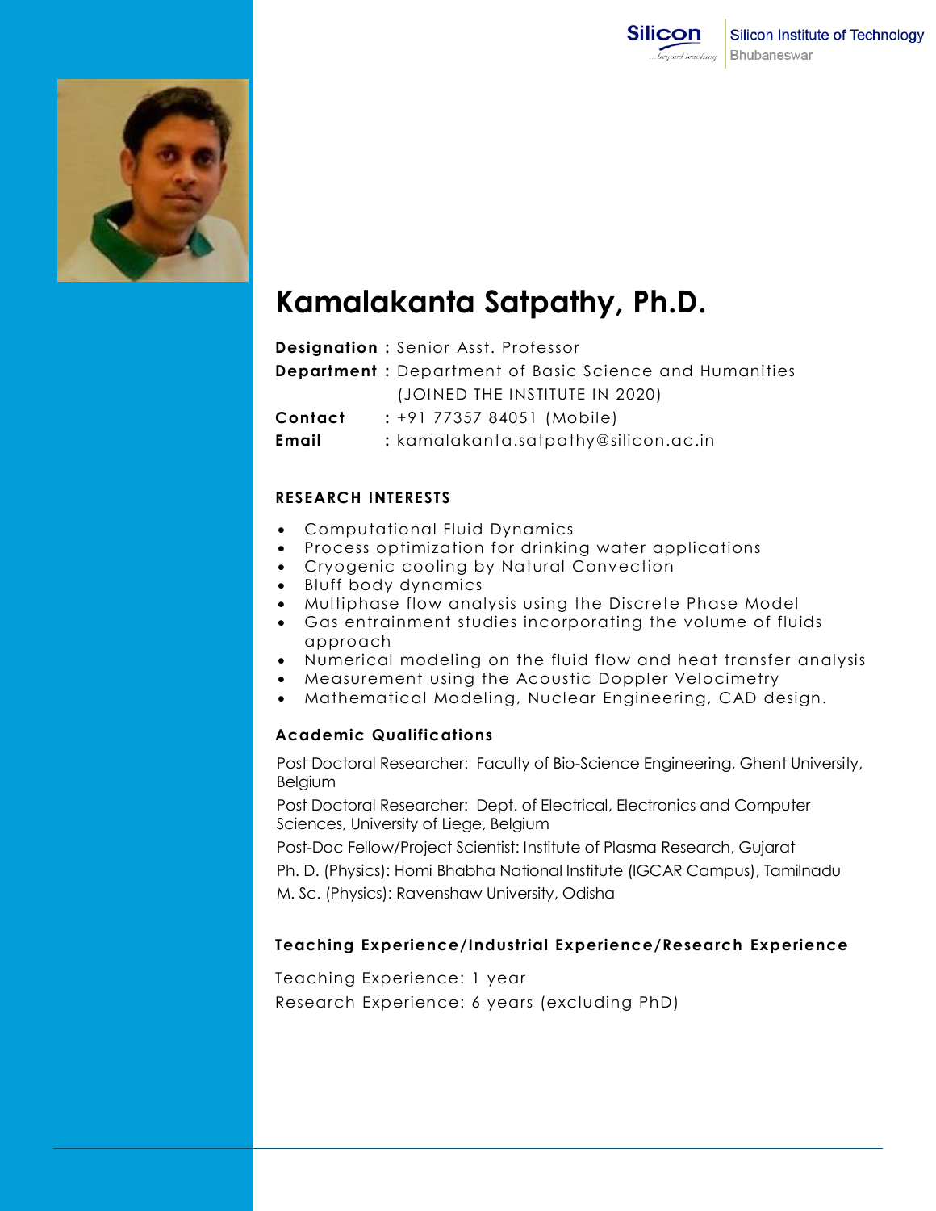# Kamalakanta Satpathy, Ph.D.

**Designation :** Senior Asst. Professor
**Department :** Department of Basic Science and Humanities (JOINED THE INSTITUTE IN 2020)
**Contact :** +91 77357 84051 (Mobile)
**Email :** kamalakanta.satpathy@silicon.ac.in

## RESEARCH INTERESTS

- Computational Fluid Dynamics
- Process optimization for drinking water applications
- Cryogenic cooling by Natural Convection
- Bluff body dynamics
- Multiphase flow analysis using the Discrete Phase Model
- Gas entrainment studies incorporating the volume of fluids approach
- Numerical modeling on the fluid flow and heat transfer analysis
- Measurement using the Acoustic Doppler Velocimetry
- Mathematical Modeling, Nuclear Engineering, CAD design.

## Academic Qualifications

Post Doctoral Researcher: Faculty of Bio-Science Engineering, Ghent University, Belgium

Post Doctoral Researcher: Dept. of Electrical, Electronics and Computer Sciences, University of Liege, Belgium

Post-Doc Fellow/Project Scientist: Institute of Plasma Research, Gujarat

Ph. D. (Physics): Homi Bhabha National Institute (IGCAR Campus), Tamilnadu

M. Sc. (Physics): Ravenshaw University, Odisha

## Teaching Experience/Industrial Experience/Research Experience

Teaching Experience: 1 year

Research Experience: 6 years (excluding PhD)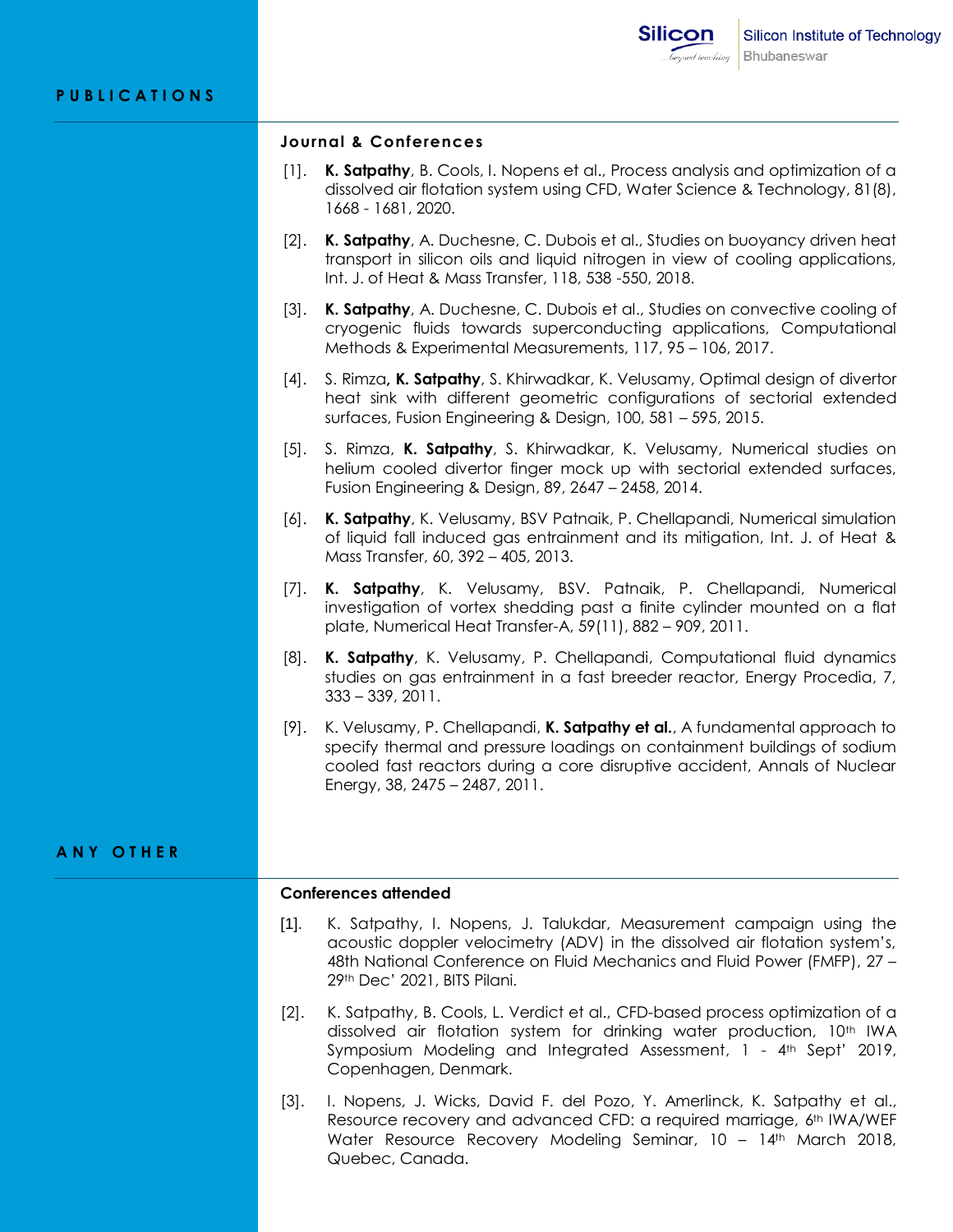# PUBLICATIONS

### Journal & Conferences

[1]. **K. Satpathy**, B. Cools, I. Nopens et al., Process analysis and optimization of a dissolved air flotation system using CFD, Water Science & Technology, 81(8), 1668 - 1681, 2020.

[2]. **K. Satpathy**, A. Duchesne, C. Dubois et al., Studies on buoyancy driven heat transport in silicon oils and liquid nitrogen in view of cooling applications, Int. J. of Heat & Mass Transfer, 118, 538 -550, 2018.

[3]. **K. Satpathy**, A. Duchesne, C. Dubois et al., Studies on convective cooling of cryogenic fluids towards superconducting applications, Computational Methods & Experimental Measurements, 117, 95 – 106, 2017.

[4]. S. Rimza**, K. Satpathy**, S. Khirwadkar, K. Velusamy, Optimal design of divertor heat sink with different geometric configurations of sectorial extended surfaces, Fusion Engineering & Design, 100, 581 – 595, 2015.

[5]. S. Rimza, **K. Satpathy**, S. Khirwadkar, K. Velusamy, Numerical studies on helium cooled divertor finger mock up with sectorial extended surfaces, Fusion Engineering & Design, 89, 2647 – 2458, 2014.

[6]. **K. Satpathy**, K. Velusamy, BSV Patnaik, P. Chellapandi, Numerical simulation of liquid fall induced gas entrainment and its mitigation, Int. J. of Heat & Mass Transfer, 60, 392 – 405, 2013.

[7]. **K. Satpathy**, K. Velusamy, BSV. Patnaik, P. Chellapandi, Numerical investigation of vortex shedding past a finite cylinder mounted on a flat plate, Numerical Heat Transfer-A, 59(11), 882 – 909, 2011.

[8]. **K. Satpathy**, K. Velusamy, P. Chellapandi, Computational fluid dynamics studies on gas entrainment in a fast breeder reactor, Energy Procedia, 7, 333 – 339, 2011.

[9]. K. Velusamy, P. Chellapandi, **K. Satpathy et al.**, A fundamental approach to specify thermal and pressure loadings on containment buildings of sodium cooled fast reactors during a core disruptive accident, Annals of Nuclear Energy, 38, 2475 – 2487, 2011.

# ANY OTHER

### Conferences attended

[1]. K. Satpathy, I. Nopens, J. Talukdar, Measurement campaign using the acoustic doppler velocimetry (ADV) in the dissolved air flotation system's, 48th National Conference on Fluid Mechanics and Fluid Power (FMFP), 27 – 29th Dec' 2021, BITS Pilani.

[2]. K. Satpathy, B. Cools, L. Verdict et al., CFD-based process optimization of a dissolved air flotation system for drinking water production, 10th IWA Symposium Modeling and Integrated Assessment, 1 - 4th Sept' 2019, Copenhagen, Denmark.

[3]. I. Nopens, J. Wicks, David F. del Pozo, Y. Amerlinck, K. Satpathy et al., Resource recovery and advanced CFD: a required marriage, 6th IWA/WEF Water Resource Recovery Modeling Seminar, 10 – 14th March 2018, Quebec, Canada.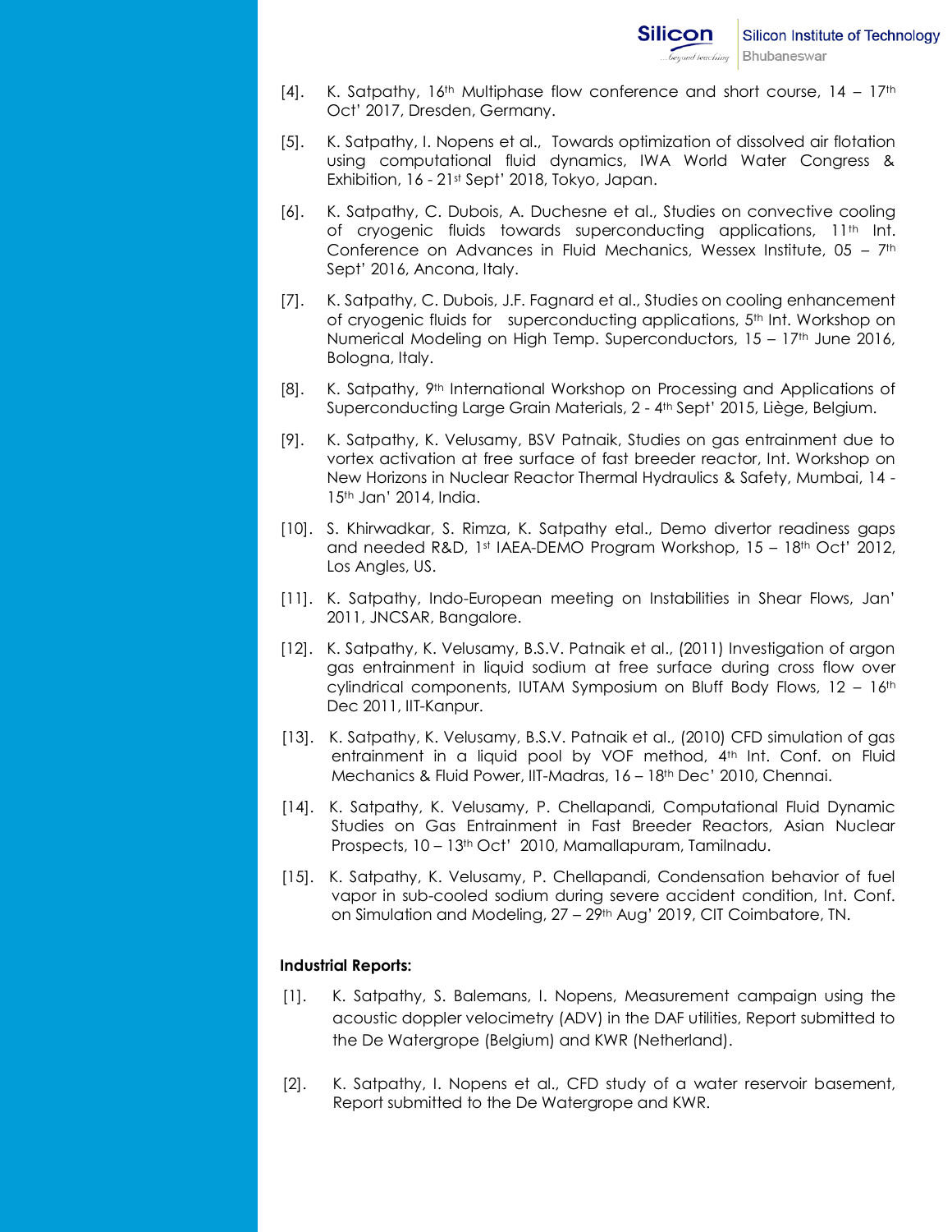[4]. K. Satpathy, 16th Multiphase flow conference and short course, 14 – 17th Oct' 2017, Dresden, Germany.

[5]. K. Satpathy, I. Nopens et al., Towards optimization of dissolved air flotation using computational fluid dynamics, IWA World Water Congress & Exhibition, 16 - 21st Sept' 2018, Tokyo, Japan.

[6]. K. Satpathy, C. Dubois, A. Duchesne et al., Studies on convective cooling of cryogenic fluids towards superconducting applications, 11th Int. Conference on Advances in Fluid Mechanics, Wessex Institute, 05 – 7th Sept' 2016, Ancona, Italy.

[7]. K. Satpathy, C. Dubois, J.F. Fagnard et al., Studies on cooling enhancement of cryogenic fluids for superconducting applications, 5th Int. Workshop on Numerical Modeling on High Temp. Superconductors, 15 – 17th June 2016, Bologna, Italy.

[8]. K. Satpathy, 9th International Workshop on Processing and Applications of Superconducting Large Grain Materials, 2 - 4th Sept' 2015, Liège, Belgium.

[9]. K. Satpathy, K. Velusamy, BSV Patnaik, Studies on gas entrainment due to vortex activation at free surface of fast breeder reactor, Int. Workshop on New Horizons in Nuclear Reactor Thermal Hydraulics & Safety, Mumbai, 14 - 15th Jan' 2014, India.

[10]. S. Khirwadkar, S. Rimza, K. Satpathy etal., Demo divertor readiness gaps and needed R&D, 1st IAEA-DEMO Program Workshop, 15 – 18th Oct' 2012, Los Angles, US.

[11]. K. Satpathy, Indo-European meeting on Instabilities in Shear Flows, Jan' 2011, JNCSAR, Bangalore.

[12]. K. Satpathy, K. Velusamy, B.S.V. Patnaik et al., (2011) Investigation of argon gas entrainment in liquid sodium at free surface during cross flow over cylindrical components, IUTAM Symposium on Bluff Body Flows, 12 – 16th Dec 2011, IIT-Kanpur.

[13]. K. Satpathy, K. Velusamy, B.S.V. Patnaik et al., (2010) CFD simulation of gas entrainment in a liquid pool by VOF method, 4th Int. Conf. on Fluid Mechanics & Fluid Power, IIT-Madras, 16 – 18th Dec' 2010, Chennai.

[14]. K. Satpathy, K. Velusamy, P. Chellapandi, Computational Fluid Dynamic Studies on Gas Entrainment in Fast Breeder Reactors, Asian Nuclear Prospects, 10 – 13th Oct' 2010, Mamallapuram, Tamilnadu.

[15]. K. Satpathy, K. Velusamy, P. Chellapandi, Condensation behavior of fuel vapor in sub-cooled sodium during severe accident condition, Int. Conf. on Simulation and Modeling, 27 – 29th Aug' 2019, CIT Coimbatore, TN.

**Industrial Reports:**

[1]. K. Satpathy, S. Balemans, I. Nopens, Measurement campaign using the acoustic doppler velocimetry (ADV) in the DAF utilities, Report submitted to the De Watergrope (Belgium) and KWR (Netherland).

[2]. K. Satpathy, I. Nopens et al., CFD study of a water reservoir basement, Report submitted to the De Watergrope and KWR.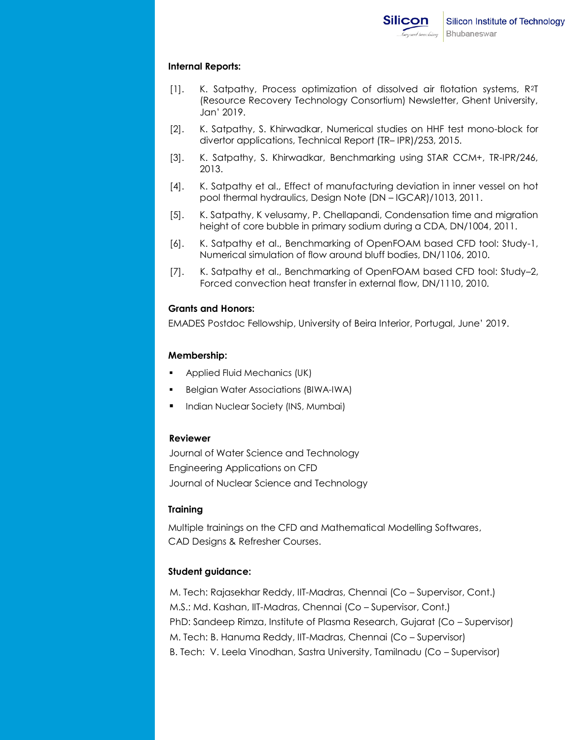**Internal Reports:**

[1]. K. Satpathy, Process optimization of dissolved air flotation systems, $R^2T$ (Resource Recovery Technology Consortium) Newsletter, Ghent University, Jan' 2019.

[2]. K. Satpathy, S. Khirwadkar, Numerical studies on HHF test mono-block for divertor applications, Technical Report (TR– IPR)/253, 2015.

[3]. K. Satpathy, S. Khirwadkar, Benchmarking using STAR CCM+, TR-IPR/246, 2013.

[4]. K. Satpathy et al., Effect of manufacturing deviation in inner vessel on hot pool thermal hydraulics, Design Note (DN – IGCAR)/1013, 2011.

[5]. K. Satpathy, K velusamy, P. Chellapandi, Condensation time and migration height of core bubble in primary sodium during a CDA, DN/1004, 2011.

[6]. K. Satpathy et al., Benchmarking of OpenFOAM based CFD tool: Study-1, Numerical simulation of flow around bluff bodies, DN/1106, 2010.

[7]. K. Satpathy et al., Benchmarking of OpenFOAM based CFD tool: Study–2, Forced convection heat transfer in external flow, DN/1110, 2010.

**Grants and Honors:**

EMADES Postdoc Fellowship, University of Beira Interior, Portugal, June' 2019.

**Membership:**

- Applied Fluid Mechanics (UK)
- Belgian Water Associations (BIWA-IWA)
- Indian Nuclear Society (INS, Mumbai)

**Reviewer**

Journal of Water Science and Technology
Engineering Applications on CFD
Journal of Nuclear Science and Technology

**Training**

Multiple trainings on the CFD and Mathematical Modelling Softwares,
CAD Designs & Refresher Courses.

**Student guidance:**

M. Tech: Rajasekhar Reddy, IIT-Madras, Chennai (Co – Supervisor, Cont.)
M.S.: Md. Kashan, IIT-Madras, Chennai (Co – Supervisor, Cont.)
PhD: Sandeep Rimza, Institute of Plasma Research, Gujarat (Co – Supervisor)
M. Tech: B. Hanuma Reddy, IIT-Madras, Chennai (Co – Supervisor)
B. Tech: V. Leela Vinodhan, Sastra University, Tamilnadu (Co – Supervisor)